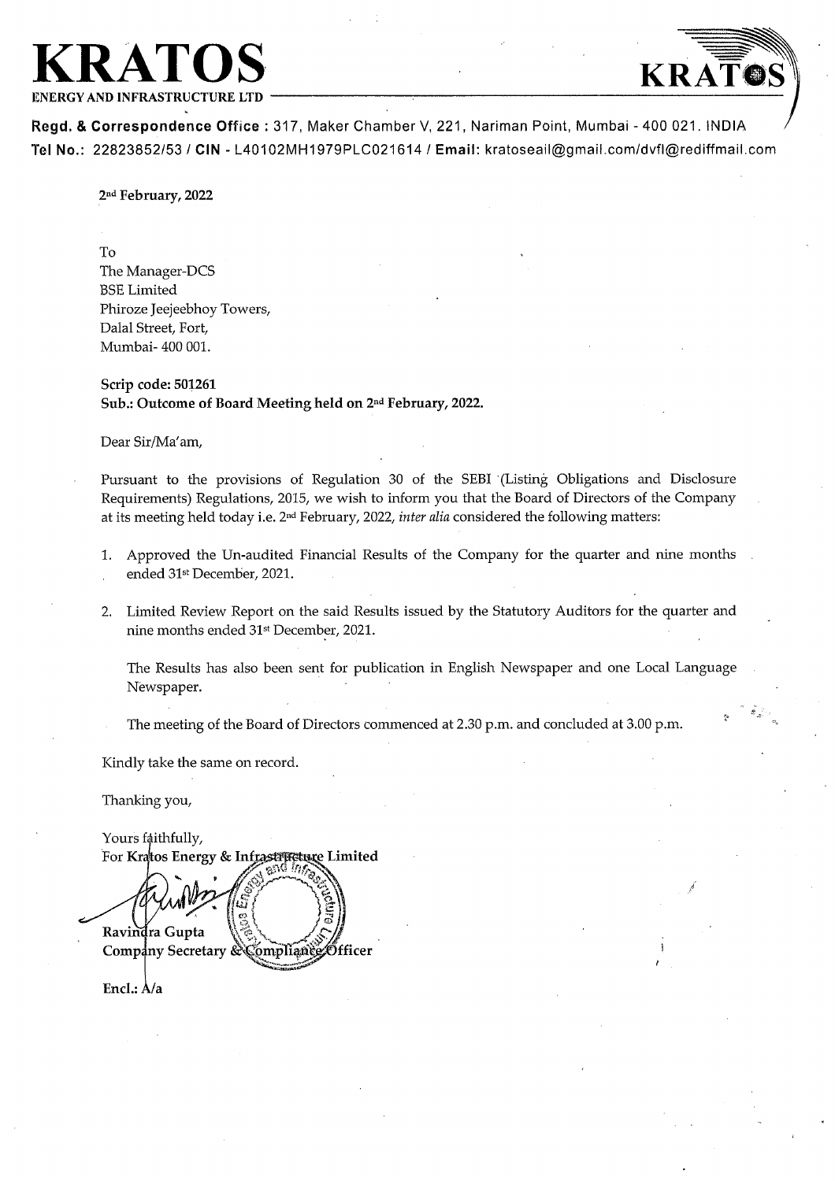# KRATOS
**ENERGY AND INFRASTRUCTURE LTD**

**Regd. & Correspondence Office :** 317, Maker Chamber V, 221, Nariman Point, Mumbai - 400 021. INDIA
**Tel No.:** 22823852/53 / **CIN** - L40102MH1979PLC021614 / **Email:** kratoseail@gmail.com/dvfl@rediffmail.com

**2nd February, 2022**

To
The Manager-DCS
BSE Limited
Phiroze Jeejeebhoy Towers,
Dalal Street, Fort,
Mumbai- 400 001.

**Scrip code: 501261**
**Sub.: Outcome of Board Meeting held on 2nd February, 2022.**

Dear Sir/Ma'am,

Pursuant to the provisions of Regulation 30 of the SEBI (Listing Obligations and Disclosure Requirements) Regulations, 2015, we wish to inform you that the Board of Directors of the Company at its meeting held today i.e. 2nd February, 2022, *inter alia* considered the following matters:

1. Approved the Un-audited Financial Results of the Company for the quarter and nine months ended 31st December, 2021.
2. Limited Review Report on the said Results issued by the Statutory Auditors for the quarter and nine months ended 31st December, 2021.

   The Results has also been sent for publication in English Newspaper and one Local Language Newspaper.

   The meeting of the Board of Directors commenced at 2.30 p.m. and concluded at 3.00 p.m.

Kindly take the same on record.

Thanking you,

Yours faithfully,
**For Kratos Energy & Infrastructure Limited**

**Ravindra Gupta**
**Company Secretary & Compliance Officer**

**Encl.: A/a**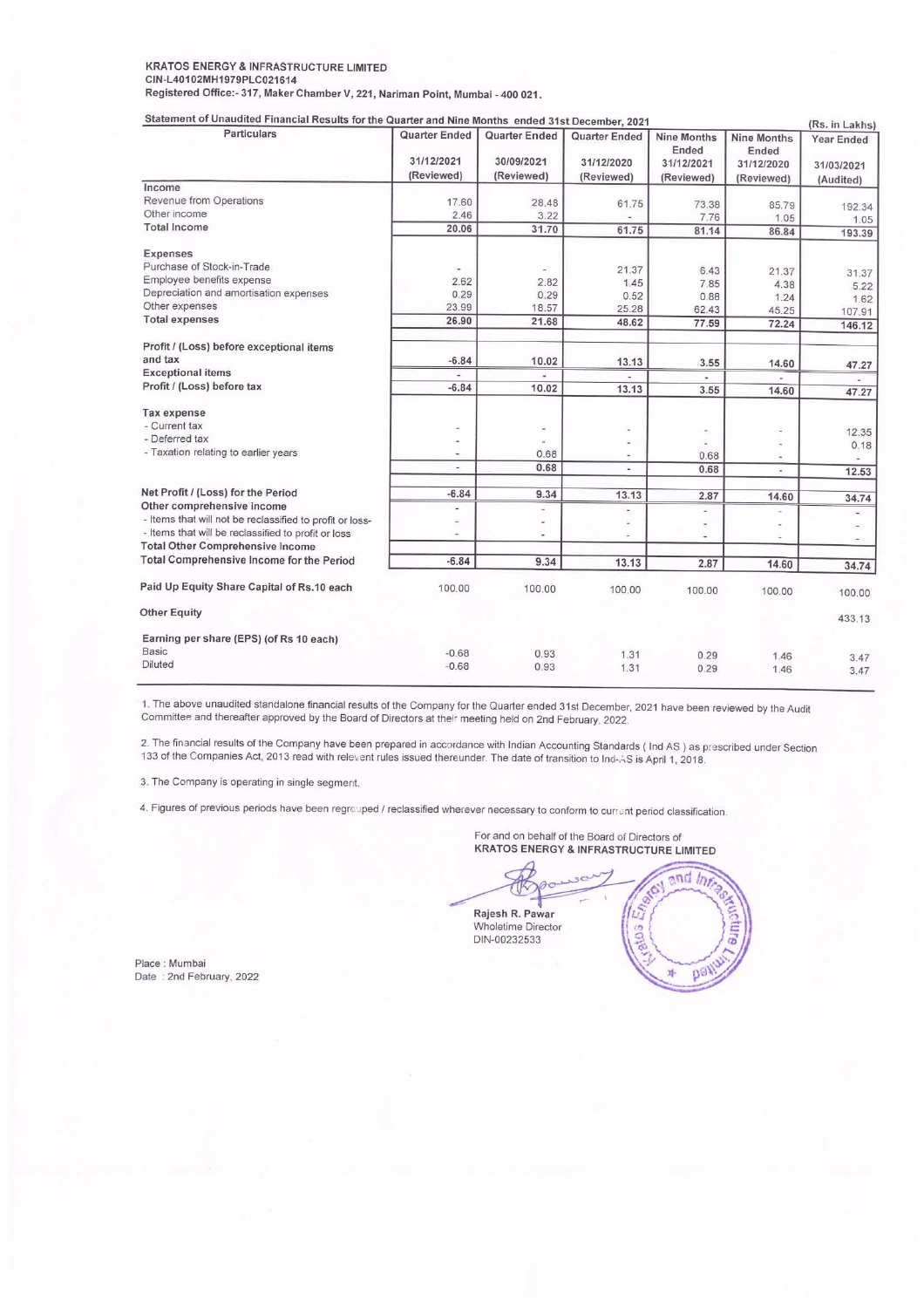**KRATOS ENERGY & INFRASTRUCTURE LIMITED**
**CIN-L40102MH1979PLC021614**
**Registered Office:- 317, Maker Chamber V, 221, Nariman Point, Mumbai - 400 021.**

**Statement of Unaudited Financial Results for the Quarter and Nine Months ended 31st December, 2021**

(Rs. in Lakhs)

| Particulars | Quarter Ended 31/12/2021 (Reviewed) | Quarter Ended 30/09/2021 (Reviewed) | Quarter Ended 31/12/2020 (Reviewed) | Nine Months Ended 31/12/2021 (Reviewed) | Nine Months Ended 31/12/2020 (Reviewed) | Year Ended 31/03/2021 (Audited) |
|---|---|---|---|---|---|---|
| **Income** | | | | | | |
| Revenue from Operations | 17.60 | 28.48 | 61.75 | 73.38 | 85.79 | 192.34 |
| Other income | 2.46 | 3.22 | - | 7.76 | 1.05 | 1.05 |
| **Total Income** | 20.06 | 31.70 | 61.75 | 81.14 | 86.84 | 193.39 |
| **Expenses** | | | | | | |
| Purchase of Stock-in-Trade | - | - | 21.37 | 6.43 | 21.37 | 31.37 |
| Employee benefits expense | 2.62 | 2.82 | 1.45 | 7.85 | 4.38 | 5.22 |
| Depreciation and amortisation expenses | 0.29 | 0.29 | 0.52 | 0.88 | 1.24 | 1.62 |
| Other expenses | 23.99 | 18.57 | 25.28 | 62.43 | 45.25 | 107.91 |
| **Total expenses** | 26.90 | 21.68 | 48.62 | 77.59 | 72.24 | 146.12 |
| **Profit / (Loss) before exceptional items and tax** | -6.84 | 10.02 | 13.13 | 3.55 | 14.60 | 47.27 |
| **Exceptional items** | - | - | - | - | - | - |
| **Profit / (Loss) before tax** | -6.84 | 10.02 | 13.13 | 3.55 | 14.60 | 47.27 |
| **Tax expense** | | | | | | |
| - Current tax | - | - | - | - | - | 12.35 |
| - Deferred tax | - | - | - | - | - | 0.18 |
| - Taxation relating to earlier years | - | 0.68 | - | 0.68 | - | - |
| | - | 0.68 | - | 0.68 | - | 12.53 |
| **Net Profit / (Loss) for the Period** | -6.84 | 9.34 | 13.13 | 2.87 | 14.60 | 34.74 |
| **Other comprehensive income** | - | - | - | - | - | - |
| - Items that will not be reclassified to profit or loss- | - | - | - | - | - | - |
| - Items that will be reclassified to profit or loss | - | - | - | - | - | - |
| **Total Other Comprehensive Income** | | | | | | |
| **Total Comprehensive Income for the Period** | -6.84 | 9.34 | 13.13 | 2.87 | 14.60 | 34.74 |
| **Paid Up Equity Share Capital of Rs.10 each** | 100.00 | 100.00 | 100.00 | 100.00 | 100.00 | 100.00 |
| **Other Equity** | | | | | | 433.13 |
| **Earning per share (EPS) (of Rs 10 each)** | | | | | | |
| Basic | -0.68 | 0.93 | 1.31 | 0.29 | 1.46 | 3.47 |
| Diluted | -0.68 | 0.93 | 1.31 | 0.29 | 1.46 | 3.47 |

1. The above unaudited standalone financial results of the Company for the Quarter ended 31st December, 2021 have been reviewed by the Audit Committee and thereafter approved by the Board of Directors at their meeting held on 2nd February, 2022.

2. The financial results of the Company have been prepared in accordance with Indian Accounting Standards ( Ind AS ) as prescribed under Section 133 of the Companies Act, 2013 read with relevent rules issued thereunder. The date of transition to Ind-AS is April 1, 2018.

3. The Company is operating in single segment.

4. Figures of previous periods have been regrouped / reclassified wherever necessary to conform to current period classification.

For and on behalf of the Board of Directors of
**KRATOS ENERGY & INFRASTRUCTURE LIMITED**

**Rajesh R. Pawar**
Wholetime Director
DIN-00232533

Place : Mumbai
Date : 2nd February, 2022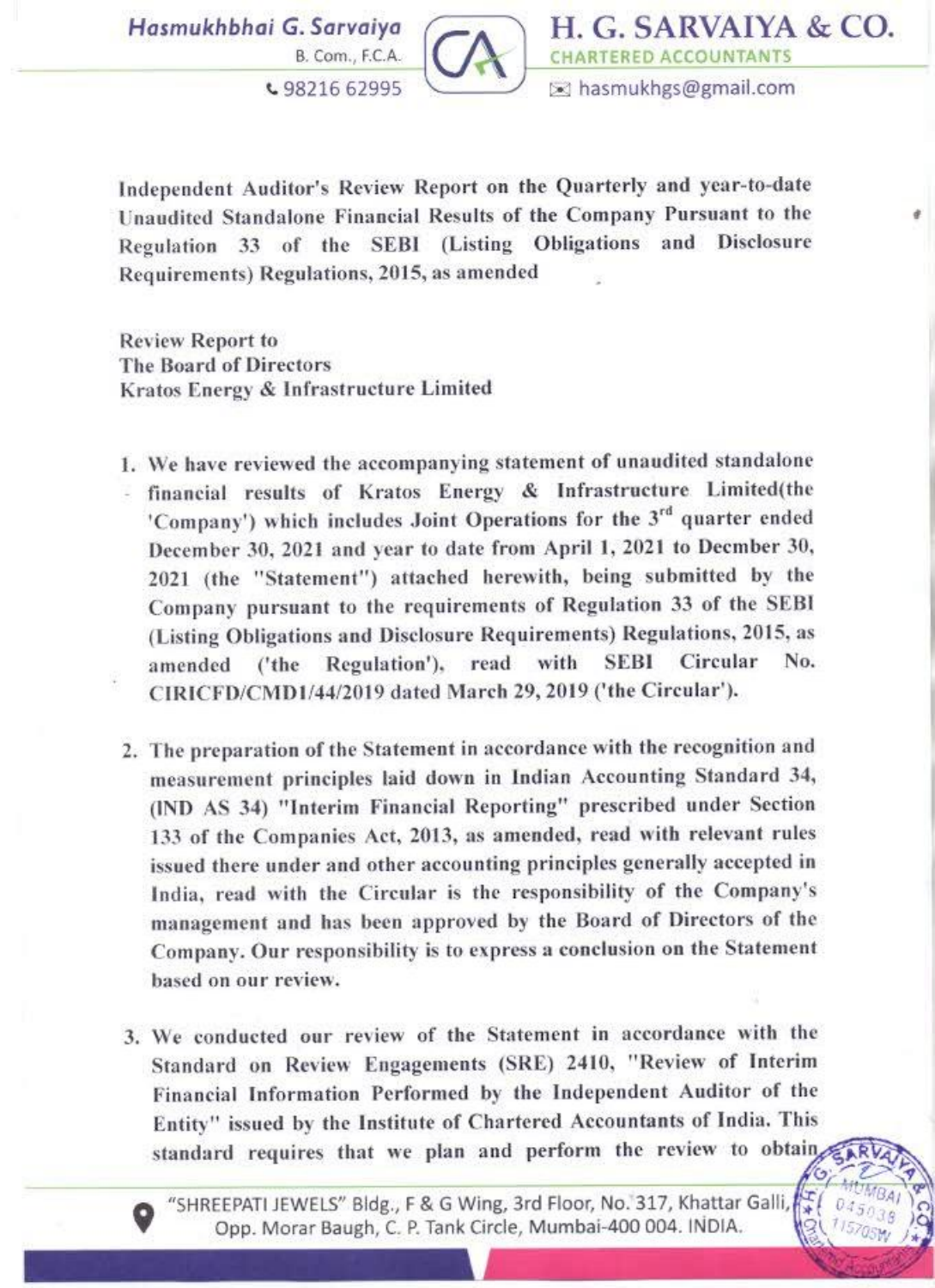Hasmukhbhai G. Sarvaiya
B. Com., F.C.A.
98216 62995

# H. G. SARVAIYA & CO.
CHARTERED ACCOUNTANTS
hasmukhgs@gmail.com

**Independent Auditor's Review Report on the Quarterly and year-to-date Unaudited Standalone Financial Results of the Company Pursuant to the Regulation 33 of the SEBI (Listing Obligations and Disclosure Requirements) Regulations, 2015, as amended**

**Review Report to**
**The Board of Directors**
**Kratos Energy & Infrastructure Limited**

1. We have reviewed the accompanying statement of unaudited standalone financial results of Kratos Energy & Infrastructure Limited(the 'Company') which includes Joint Operations for the 3rd quarter ended December 30, 2021 and year to date from April 1, 2021 to Decmber 30, 2021 (the "Statement") attached herewith, being submitted by the Company pursuant to the requirements of Regulation 33 of the SEBI (Listing Obligations and Disclosure Requirements) Regulations, 2015, as amended ('the Regulation'), read with SEBI Circular No. CIRICFD/CMD1/44/2019 dated March 29, 2019 ('the Circular').

2. The preparation of the Statement in accordance with the recognition and measurement principles laid down in Indian Accounting Standard 34, (IND AS 34) "Interim Financial Reporting" prescribed under Section 133 of the Companies Act, 2013, as amended, read with relevant rules issued there under and other accounting principles generally accepted in India, read with the Circular is the responsibility of the Company's management and has been approved by the Board of Directors of the Company. Our responsibility is to express a conclusion on the Statement based on our review.

3. We conducted our review of the Statement in accordance with the Standard on Review Engagements (SRE) 2410, "Review of Interim Financial Information Performed by the Independent Auditor of the Entity" issued by the Institute of Chartered Accountants of India. This standard requires that we plan and perform the review to obtain

"SHREEPATI JEWELS" Bldg., F & G Wing, 3rd Floor, No. 317, Khattar Galli, Opp. Morar Baugh, C. P. Tank Circle, Mumbai-400 004. INDIA.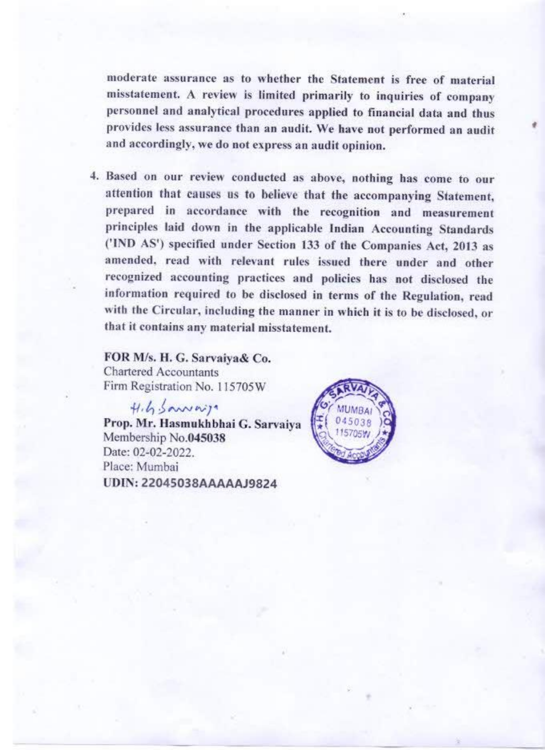**moderate assurance as to whether the Statement is free of material misstatement. A review is limited primarily to inquiries of company personnel and analytical procedures applied to financial data and thus provides less assurance than an audit. We have not performed an audit and accordingly, we do not express an audit opinion.**

4. **Based on our review conducted as above, nothing has come to our attention that causes us to believe that the accompanying Statement, prepared in accordance with the recognition and measurement principles laid down in the applicable Indian Accounting Standards ('IND AS') specified under Section 133 of the Companies Act, 2013 as amended, read with relevant rules issued there under and other recognized accounting practices and policies has not disclosed the information required to be disclosed in terms of the Regulation, read with the Circular, including the manner in which it is to be disclosed, or that it contains any material misstatement.**

**FOR M/s. H. G. Sarvaiya& Co.**
Chartered Accountants
Firm Registration No. 115705W

H.G.Sarvaiya

**Prop. Mr. Hasmukhbhai G. Sarvaiya**
Membership No.**045038**
Date: 02-02-2022.
Place: Mumbai
**UDIN: 22045038AAAAAJ9824**

H. G. SARVAIYA & CO. MUMBAI 045038 115705W Chartered Accountants